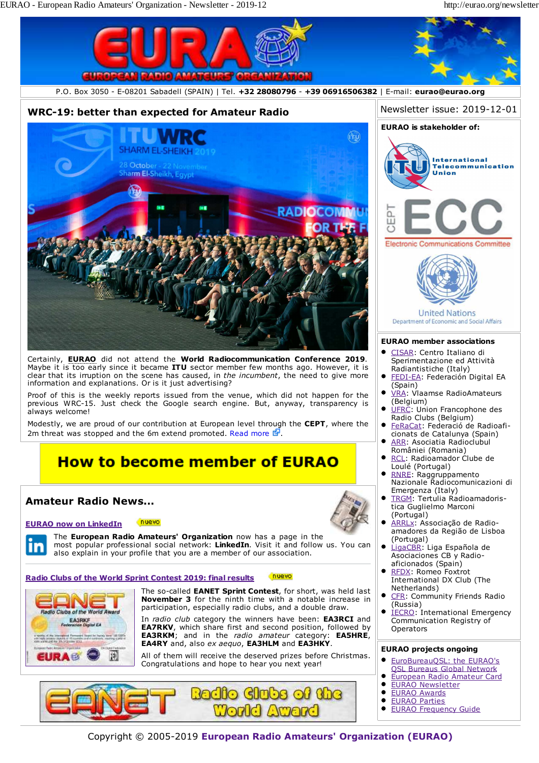P.O. Box 3050 - E-08201 Sabadell (SPAIN) | Tel. **+32 28080796** - **+39 06916506382** | E-mail: **eurao@eurao.org**

## WRC-19: better than expected for Amateur Radio

Certainly, **EURAO** did not attend the **World Radiocommunication Conference 2019**. Maybe it is too early since it became **ITU** sector member few months ago. However, it is clear that its irruption on the scene has caused, in *the incumbent*, the need to give more information and explanations. Or is it just advertising?

Proof of this is the weekly reports issued from the venue, which did not happen for the previous WRC-15. Just check the Google search engine. But, anyway, transparency is always welcome!

Modestly, we are proud of our contribution at European level through the **CEPT**, where the 2m threat was stopped and the 6m extend promoted. Read more.

## How to become member of EURAO

## Amateur Radio News...

### EURAO now on LinkedIn

nuevo

The **European Radio Amateurs' Organization** now has a page in the most popular professional social network: **LinkedIn**. Visit it and follow us. You can also explain in your profile that you are a member of our association.

### Radio Clubs of the World Sprint Contest 2019: final results

nuevo

The so-called **EANET Sprint Contest**, for short, was held last **November 3** for the ninth time with a notable increase in participation, especially radio clubs, and a double draw.

In *radio club* category the winners have been: **EA3RCI** and **EA7RKV**, which share first and second position, followed by **EA3RKM**; and in the *radio amateur* category: **EA5HRE**, **EA4RY** and, also *ex aequo*, **EA3HLM** and **EA3HKY**.

All of them will receive the deserved prizes before Christmas. Congratulations and hope to hear you next year!

EANET Radio Clubs of the World Award

---

Newsletter issue: 2019-12-01

### EURAO is stakeholder of:

- International Telecommunication Union
- CEPT ECC Electronic Communications Committee
- United Nations Department of Economic and Social Affairs

### EURAO member associations

- CISAR: Centro Italiano di Sperimentazione ed Attività Radiantistiche (Italy)
- FEDI-EA: Federación Digital EA (Spain)
- VRA: Vlaamse RadioAmateurs (Belgium)
- UFRC: Union Francophone des Radio Clubs (Belgium)
- FeRaCat: Federació de Radioaficionats de Catalunya (Spain)
- ARR: Asociatia Radioclubul României (Romania)
- RCL: Radioamador Clube de Loulé (Portugal)
- RNRE: Raggruppamento Nazionale Radiocomunicazioni di Emergenza (Italy)
- TRGM: Tertulia Radioamadorística Guglielmo Marconi (Portugal)
- ARRLx: Associação de Radioamadores da Região de Lisboa (Portugal)
- LigaCBR: Liga Española de Asociaciones CB y Radioaficionados (Spain)
- RFDX: Romeo Foxtrot International DX Club (The Netherlands)
- CFR: Community Friends Radio (Russia)
- IECRO: International Emergency Communication Registry of Operators

### EURAO projects ongoing

- EuroBureauQSL: the EURAO's QSL Bureaus Global Network
- European Radio Amateur Card
- EURAO Newsletter
- EURAO Awards
- EURAO Parties
- EURAO Frequency Guide

Copyright © 2005-2019 **European Radio Amateurs' Organization (EURAO)**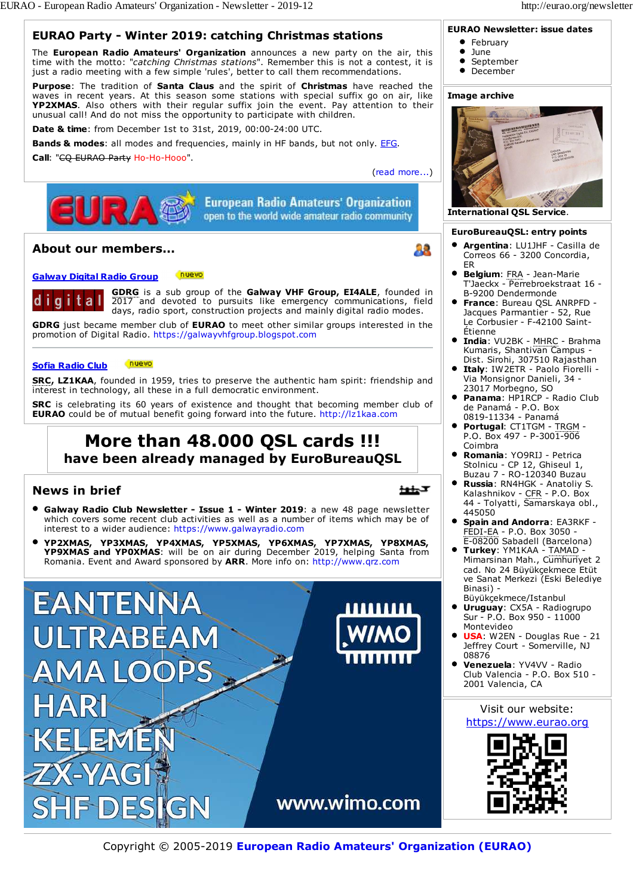## EURAO Party - Winter 2019: catching Christmas stations

The **European Radio Amateurs' Organization** announces a new party on the air, this time with the motto: "*catching Christmas stations*". Remember this is not a contest, it is just a radio meeting with a few simple 'rules', better to call them recommendations.

**Purpose**: The tradition of **Santa Claus** and the spirit of **Christmas** have reached the waves in recent years. At this season some stations with special suffix go on air, like **YP2XMAS**. Also others with their regular suffix join the event. Pay attention to their unusual call! And do not miss the opportunity to participate with children.

**Date & time**: from December 1st to 31st, 2019, 00:00-24:00 UTC.

**Bands & modes**: all modes and frequencies, mainly in HF bands, but not only. EFG.

**Call**: "~~CQ EURAO Party~~ Ho-Ho-Hooo".

(read more...)

EURAO European Radio Amateurs' Organization open to the world wide amateur radio community

## About our members...

### Galway Digital Radio Group

nuevo

**GDRG** is a sub group of the **Galway VHF Group, EI4ALE**, founded in 2017 and devoted to pursuits like emergency communications, field days, radio sport, construction projects and mainly digital radio modes.

**GDRG** just became member club of **EURAO** to meet other similar groups interested in the promotion of Digital Radio. https://galwayvhfgroup.blogspot.com

### Sofia Radio Club

nuevo

**SRC, LZ1KAA**, founded in 1959, tries to preserve the authentic ham spirit: friendship and interest in technology, all these in a full democratic environment.

**SRC** is celebrating its 60 years of existence and thought that becoming member club of **EURAO** could be of mutual benefit going forward into the future. http://lz1kaa.com

**More than 48.000 QSL cards !!!**
**have been already managed by EuroBureauQSL**

## News in brief

- **Galway Radio Club Newsletter - Issue 1 - Winter 2019**: a new 48 page newsletter which covers some recent club activities as well as a number of items which may be of interest to a wider audience: https://www.galwayradio.com
- **YP2XMAS, YP3XMAS, YP4XMAS, YP5XMAS, YP6XMAS, YP7XMAS, YP8XMAS, YP9XMAS and YP0XMAS**: will be on air during December 2019, helping Santa from Romania. Event and Award sponsored by **ARR**. More info on: http://www.qrz.com

EANTENNA ULTRABEAM AMA LOOPS HARI KELEMEN ZX-YAGI SHF DESIGN — WiMO — www.wimo.com

## EURAO Newsletter: issue dates

- February
- June
- September
- December

## Image archive

International QSL Service.

## EuroBureauQSL: entry points

- **Argentina**: LU1JHF - Casilla de Correos 66 - 3200 Concordia, ER
- **Belgium**: FRA - Jean-Marie T'Jaeckx - Perrebroekstraat 16 - B-9200 Dendermonde
- **France**: Bureau QSL ANRPFD - Jacques Parmantier - 52, Rue Le Corbusier - F-42100 Saint-Étienne
- **India**: VU2BK - MHRC - Brahma Kumaris, Shantivan Campus - Dist. Sirohi, 307510 Rajasthan
- **Italy**: IW2ETR - Paolo Fiorelli - Via Monsignor Danieli, 34 - 23017 Morbegno, SO
- **Panama**: HP1RCP - Radio Club de Panamá - P.O. Box 0819-11334 - Panamá
- **Portugal**: CT1TGM - TRGM - P.O. Box 497 - P-3001-906 Coimbra
- **Romania**: YO9RIJ - Petrica Stolnicu - CP 12, Ghiseul 1, Buzau 7 - RO-120340 Buzau
- **Russia**: RN4HGK - Anatoliy S. Kalashnikov - CFR - P.O. Box 44 - Tolyatti, Samarskaya obl., 445050
- **Spain and Andorra**: EA3RKF - FEDI-EA - P.O. Box 3050 - E-08200 Sabadell (Barcelona)
- **Turkey**: YM1KAA - TAMAD - Mimarsinan Mah., Cumhuriyet 2 cad. No 24 Büyükçekmece Etüt ve Sanat Merkezi (Eski Belediye Binasi) - Büyükçekmece/Istanbul
- **Uruguay**: CX5A - Radiogrupo Sur - P.O. Box 950 - 11000 Montevideo
- **USA**: W2EN - Douglas Rue - 21 Jeffrey Court - Somerville, NJ 08876
- **Venezuela**: YV4VV - Radio Club Valencia - P.O. Box 510 - 2001 Valencia, CA

Visit our website:
https://www.eurao.org

Copyright © 2005-2019 **European Radio Amateurs' Organization (EURAO)**